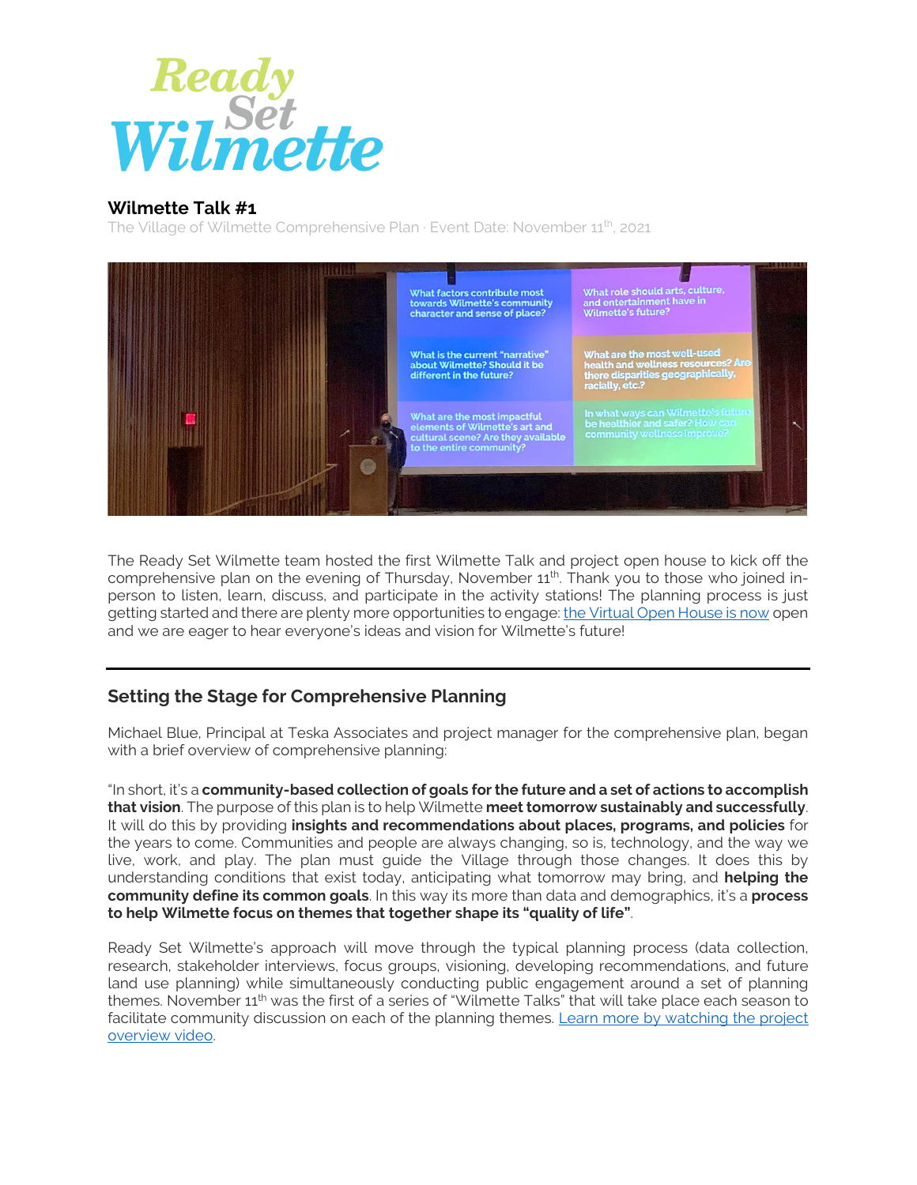# Ready Set Wilmette

## Wilmette Talk #1

The Village of Wilmette Comprehensive Plan · Event Date: November 11th, 2021

The Ready Set Wilmette team hosted the first Wilmette Talk and project open house to kick off the comprehensive plan on the evening of Thursday, November 11th. Thank you to those who joined in-person to listen, learn, discuss, and participate in the activity stations! The planning process is just getting started and there are plenty more opportunities to engage: the Virtual Open House is now open and we are eager to hear everyone's ideas and vision for Wilmette's future!

---

## Setting the Stage for Comprehensive Planning

Michael Blue, Principal at Teska Associates and project manager for the comprehensive plan, began with a brief overview of comprehensive planning:

"In short, it's a **community-based collection of goals for the future and a set of actions to accomplish that vision**. The purpose of this plan is to help Wilmette **meet tomorrow sustainably and successfully**. It will do this by providing **insights and recommendations about places, programs, and policies** for the years to come. Communities and people are always changing, so is, technology, and the way we live, work, and play. The plan must guide the Village through those changes. It does this by understanding conditions that exist today, anticipating what tomorrow may bring, and **helping the community define its common goals**. In this way its more than data and demographics, it's a **process to help Wilmette focus on themes that together shape its "quality of life"**.

Ready Set Wilmette's approach will move through the typical planning process (data collection, research, stakeholder interviews, focus groups, visioning, developing recommendations, and future land use planning) while simultaneously conducting public engagement around a set of planning themes. November 11th was the first of a series of "Wilmette Talks" that will take place each season to facilitate community discussion on each of the planning themes. Learn more by watching the project overview video.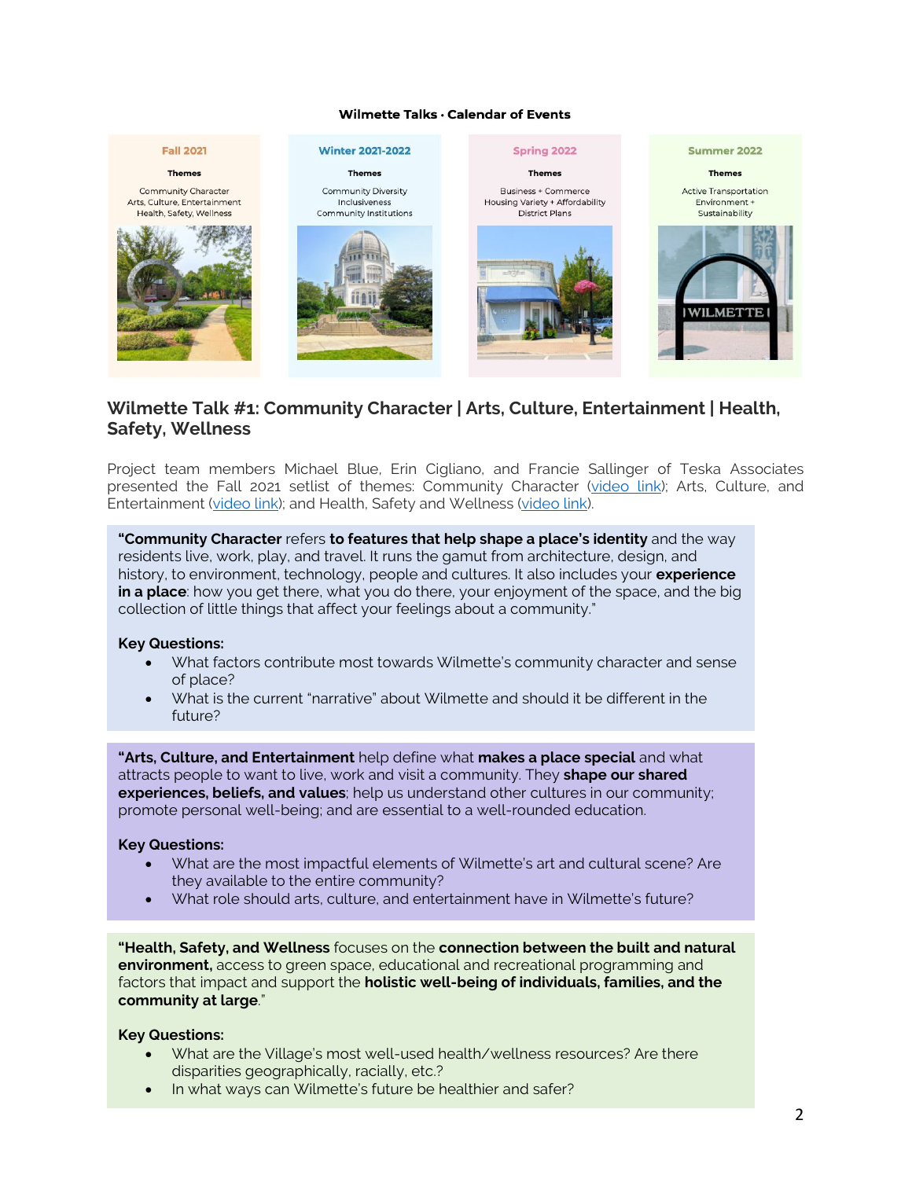**Wilmette Talks · Calendar of Events**

| Fall 2021 | Winter 2021-2022 | Spring 2022 | Summer 2022 |
|---|---|---|---|
| **Themes** | **Themes** | **Themes** | **Themes** |
| Community Character<br>Arts, Culture, Entertainment<br>Health, Safety, Wellness | Community Diversity<br>Inclusiveness<br>Community Institutions | Business + Commerce<br>Housing Variety + Affordability<br>District Plans | Active Transportation<br>Environment +<br>Sustainability |

## Wilmette Talk #1: Community Character | Arts, Culture, Entertainment | Health, Safety, Wellness

Project team members Michael Blue, Erin Cigliano, and Francie Sallinger of Teska Associates presented the Fall 2021 setlist of themes: Community Character (video link); Arts, Culture, and Entertainment (video link); and Health, Safety and Wellness (video link).

"**Community Character** refers **to features that help shape a place's identity** and the way residents live, work, play, and travel. It runs the gamut from architecture, design, and history, to environment, technology, people and cultures. It also includes your **experience in a place**: how you get there, what you do there, your enjoyment of the space, and the big collection of little things that affect your feelings about a community."

**Key Questions:**

- What factors contribute most towards Wilmette's community character and sense of place?
- What is the current "narrative" about Wilmette and should it be different in the future?

"**Arts, Culture, and Entertainment** help define what **makes a place special** and what attracts people to want to live, work and visit a community. They **shape our shared experiences, beliefs, and values**; help us understand other cultures in our community; promote personal well-being; and are essential to a well-rounded education.

**Key Questions:**

- What are the most impactful elements of Wilmette's art and cultural scene? Are they available to the entire community?
- What role should arts, culture, and entertainment have in Wilmette's future?

"**Health, Safety, and Wellness** focuses on the **connection between the built and natural environment,** access to green space, educational and recreational programming and factors that impact and support the **holistic well-being of individuals, families, and the community at large**."

**Key Questions:**

- What are the Village's most well-used health/wellness resources? Are there disparities geographically, racially, etc.?
- In what ways can Wilmette's future be healthier and safer?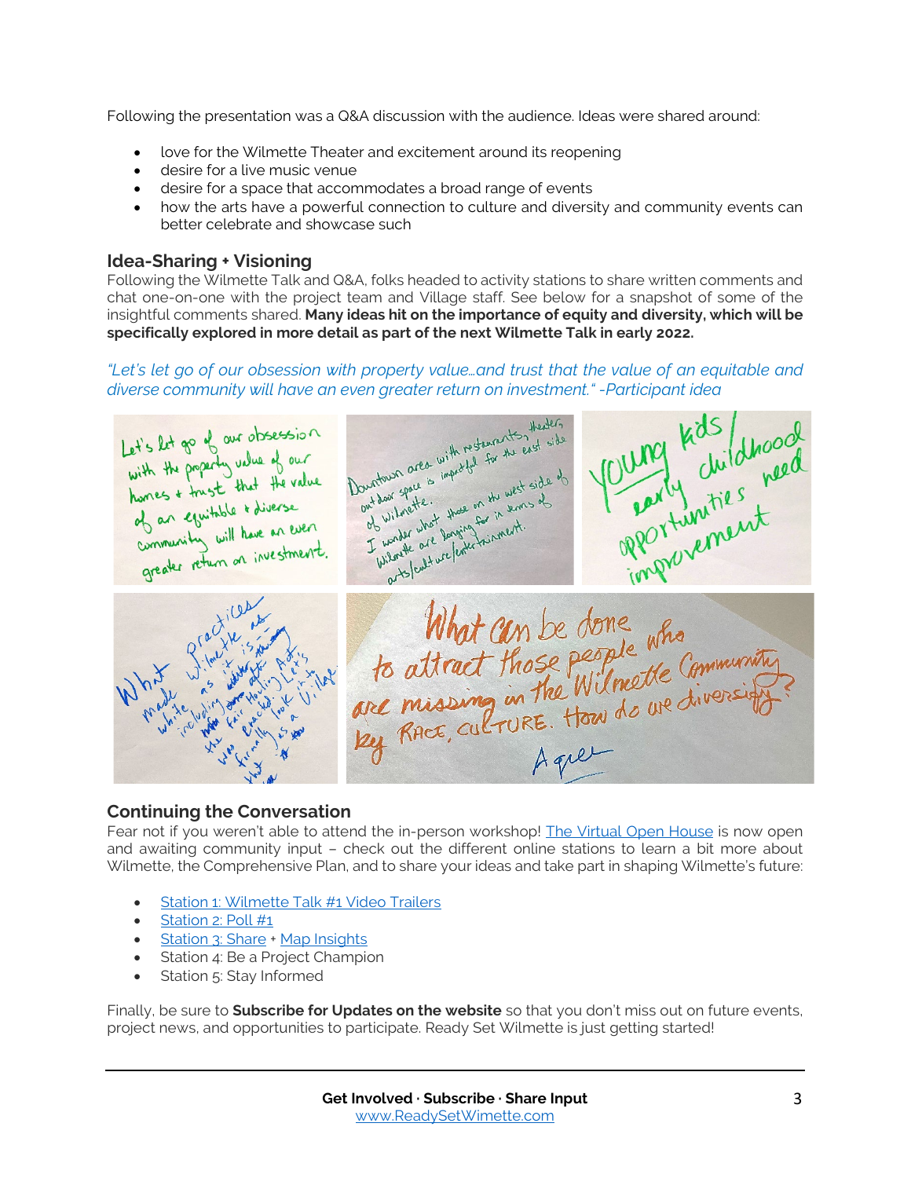Following the presentation was a Q&A discussion with the audience. Ideas were shared around:

- love for the Wilmette Theater and excitement around its reopening
- desire for a live music venue
- desire for a space that accommodates a broad range of events
- how the arts have a powerful connection to culture and diversity and community events can better celebrate and showcase such

## Idea-Sharing + Visioning

Following the Wilmette Talk and Q&A, folks headed to activity stations to share written comments and chat one-on-one with the project team and Village staff. See below for a snapshot of some of the insightful comments shared. **Many ideas hit on the importance of equity and diversity, which will be specifically explored in more detail as part of the next Wilmette Talk in early 2022.**

*"Let's let go of our obsession with property value…and trust that the value of an equitable and diverse community will have an even greater return on investment." -Participant idea*

## Continuing the Conversation

Fear not if you weren't able to attend the in-person workshop! The Virtual Open House is now open and awaiting community input – check out the different online stations to learn a bit more about Wilmette, the Comprehensive Plan, and to share your ideas and take part in shaping Wilmette's future:

- Station 1: Wilmette Talk #1 Video Trailers
- Station 2: Poll #1
- Station 3: Share + Map Insights
- Station 4: Be a Project Champion
- Station 5: Stay Informed

Finally, be sure to **Subscribe for Updates on the website** so that you don't miss out on future events, project news, and opportunities to participate. Ready Set Wilmette is just getting started!